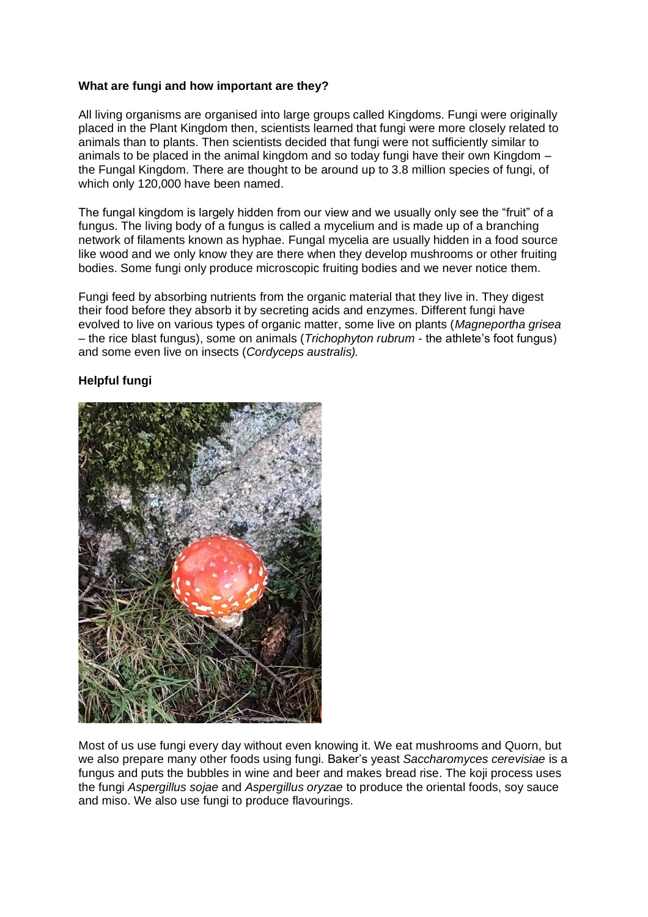**What are fungi and how important are they?**

All living organisms are organised into large groups called Kingdoms. Fungi were originally placed in the Plant Kingdom then, scientists learned that fungi were more closely related to animals than to plants. Then scientists decided that fungi were not sufficiently similar to animals to be placed in the animal kingdom and so today fungi have their own Kingdom – the Fungal Kingdom. There are thought to be around up to 3.8 million species of fungi, of which only 120,000 have been named.

The fungal kingdom is largely hidden from our view and we usually only see the "fruit" of a fungus. The living body of a fungus is called a mycelium and is made up of a branching network of filaments known as hyphae. Fungal mycelia are usually hidden in a food source like wood and we only know they are there when they develop mushrooms or other fruiting bodies. Some fungi only produce microscopic fruiting bodies and we never notice them.

Fungi feed by absorbing nutrients from the organic material that they live in. They digest their food before they absorb it by secreting acids and enzymes. Different fungi have evolved to live on various types of organic matter, some live on plants (*Magneportha grisea* – the rice blast fungus), some on animals (*Trichophyton rubrum* - the athlete's foot fungus) and some even live on insects (*Cordyceps australis).*

**Helpful fungi**

Most of us use fungi every day without even knowing it. We eat mushrooms and Quorn, but we also prepare many other foods using fungi. Baker's yeast *Saccharomyces cerevisiae* is a fungus and puts the bubbles in wine and beer and makes bread rise. The koji process uses the fungi *Aspergillus sojae* and *Aspergillus oryzae* to produce the oriental foods, soy sauce and miso. We also use fungi to produce flavourings.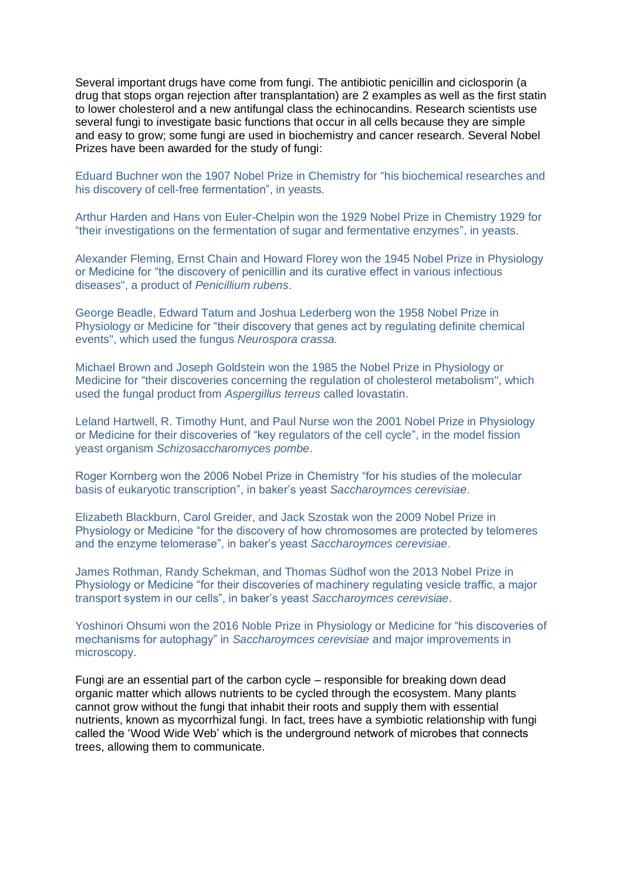Several important drugs have come from fungi. The antibiotic penicillin and ciclosporin (a drug that stops organ rejection after transplantation) are 2 examples as well as the first statin to lower cholesterol and a new antifungal class the echinocandins. Research scientists use several fungi to investigate basic functions that occur in all cells because they are simple and easy to grow; some fungi are used in biochemistry and cancer research. Several Nobel Prizes have been awarded for the study of fungi:

Eduard Buchner won the 1907 Nobel Prize in Chemistry for "his biochemical researches and his discovery of cell-free fermentation", in yeasts.

Arthur Harden and Hans von Euler-Chelpin won the 1929 Nobel Prize in Chemistry 1929 for "their investigations on the fermentation of sugar and fermentative enzymes", in yeasts.

Alexander Fleming, Ernst Chain and Howard Florey won the 1945 Nobel Prize in Physiology or Medicine for "the discovery of penicillin and its curative effect in various infectious diseases", a product of *Penicillium rubens*.

George Beadle, Edward Tatum and Joshua Lederberg won the 1958 Nobel Prize in Physiology or Medicine for "their discovery that genes act by regulating definite chemical events", which used the fungus *Neurospora crassa.*

Michael Brown and Joseph Goldstein won the 1985 the Nobel Prize in Physiology or Medicine for "their discoveries concerning the regulation of cholesterol metabolism", which used the fungal product from *Aspergillus terreus* called lovastatin.

Leland Hartwell, R. Timothy Hunt, and Paul Nurse won the 2001 Nobel Prize in Physiology or Medicine for their discoveries of "key regulators of the cell cycle", in the model fission yeast organism *Schizosaccharomyces pombe*.

Roger Kornberg won the 2006 Nobel Prize in Chemistry "for his studies of the molecular basis of eukaryotic transcription", in baker's yeast *Saccharoymces cerevisiae*.

Elizabeth Blackburn, Carol Greider, and Jack Szostak won the 2009 Nobel Prize in Physiology or Medicine "for the discovery of how chromosomes are protected by telomeres and the enzyme telomerase", in baker's yeast *Saccharoymces cerevisiae*.

James Rothman, Randy Schekman, and Thomas Südhof won the 2013 Nobel Prize in Physiology or Medicine "for their discoveries of machinery regulating vesicle traffic, a major transport system in our cells", in baker's yeast *Saccharoymces cerevisiae*.

Yoshinori Ohsumi won the 2016 Noble Prize in Physiology or Medicine for "his discoveries of mechanisms for autophagy" in *Saccharoymces cerevisiae* and major improvements in microscopy.

Fungi are an essential part of the carbon cycle – responsible for breaking down dead organic matter which allows nutrients to be cycled through the ecosystem. Many plants cannot grow without the fungi that inhabit their roots and supply them with essential nutrients, known as mycorrhizal fungi. In fact, trees have a symbiotic relationship with fungi called the 'Wood Wide Web' which is the underground network of microbes that connects trees, allowing them to communicate.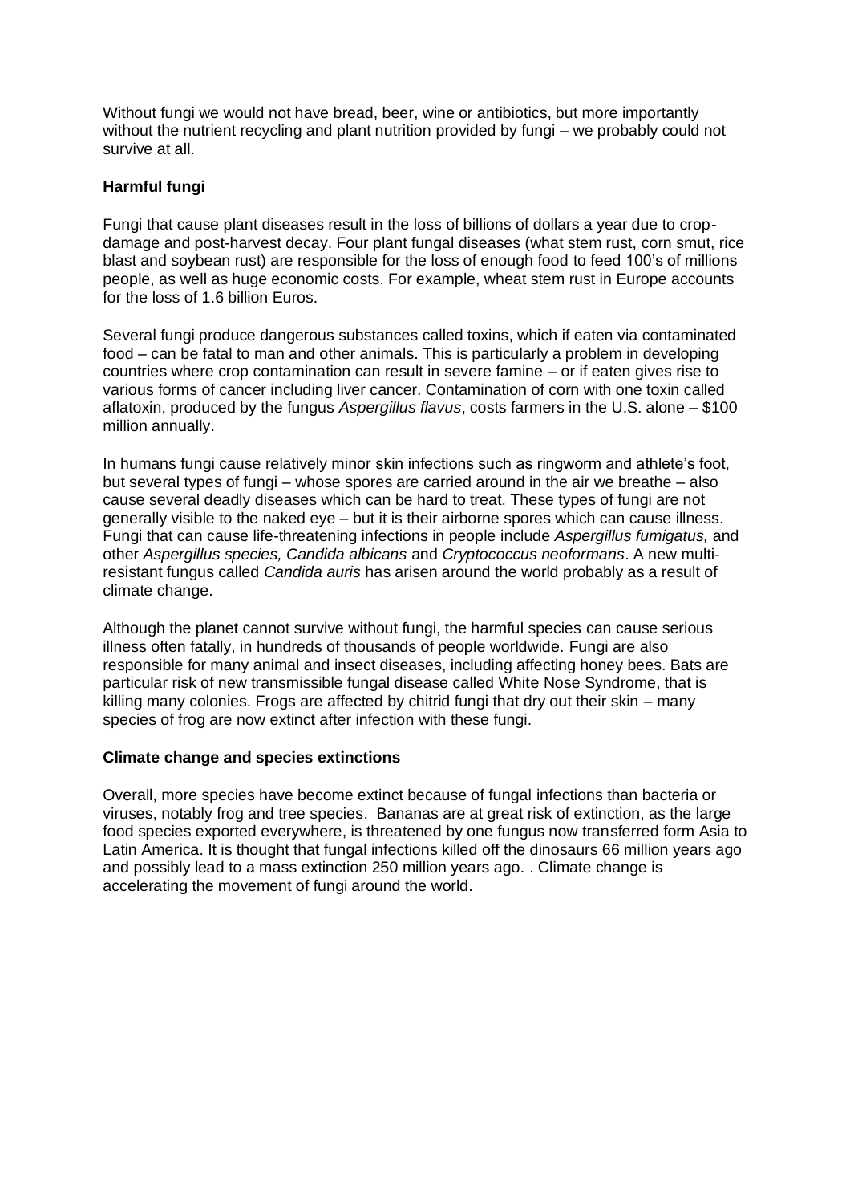Without fungi we would not have bread, beer, wine or antibiotics, but more importantly without the nutrient recycling and plant nutrition provided by fungi – we probably could not survive at all.

**Harmful fungi**

Fungi that cause plant diseases result in the loss of billions of dollars a year due to crop-damage and post-harvest decay. Four plant fungal diseases (what stem rust, corn smut, rice blast and soybean rust) are responsible for the loss of enough food to feed 100's of millions people, as well as huge economic costs. For example, wheat stem rust in Europe accounts for the loss of 1.6 billion Euros.

Several fungi produce dangerous substances called toxins, which if eaten via contaminated food – can be fatal to man and other animals. This is particularly a problem in developing countries where crop contamination can result in severe famine – or if eaten gives rise to various forms of cancer including liver cancer. Contamination of corn with one toxin called aflatoxin, produced by the fungus *Aspergillus flavus*, costs farmers in the U.S. alone – $100 million annually.

In humans fungi cause relatively minor skin infections such as ringworm and athlete's foot, but several types of fungi – whose spores are carried around in the air we breathe – also cause several deadly diseases which can be hard to treat. These types of fungi are not generally visible to the naked eye – but it is their airborne spores which can cause illness. Fungi that can cause life-threatening infections in people include *Aspergillus fumigatus,* and other *Aspergillus species, Candida albicans* and *Cryptococcus neoformans*. A new multi-resistant fungus called *Candida auris* has arisen around the world probably as a result of climate change.

Although the planet cannot survive without fungi, the harmful species can cause serious illness often fatally, in hundreds of thousands of people worldwide. Fungi are also responsible for many animal and insect diseases, including affecting honey bees. Bats are particular risk of new transmissible fungal disease called White Nose Syndrome, that is killing many colonies. Frogs are affected by chitrid fungi that dry out their skin – many species of frog are now extinct after infection with these fungi.

**Climate change and species extinctions**

Overall, more species have become extinct because of fungal infections than bacteria or viruses, notably frog and tree species. Bananas are at great risk of extinction, as the large food species exported everywhere, is threatened by one fungus now transferred form Asia to Latin America. It is thought that fungal infections killed off the dinosaurs 66 million years ago and possibly lead to a mass extinction 250 million years ago. . Climate change is accelerating the movement of fungi around the world.